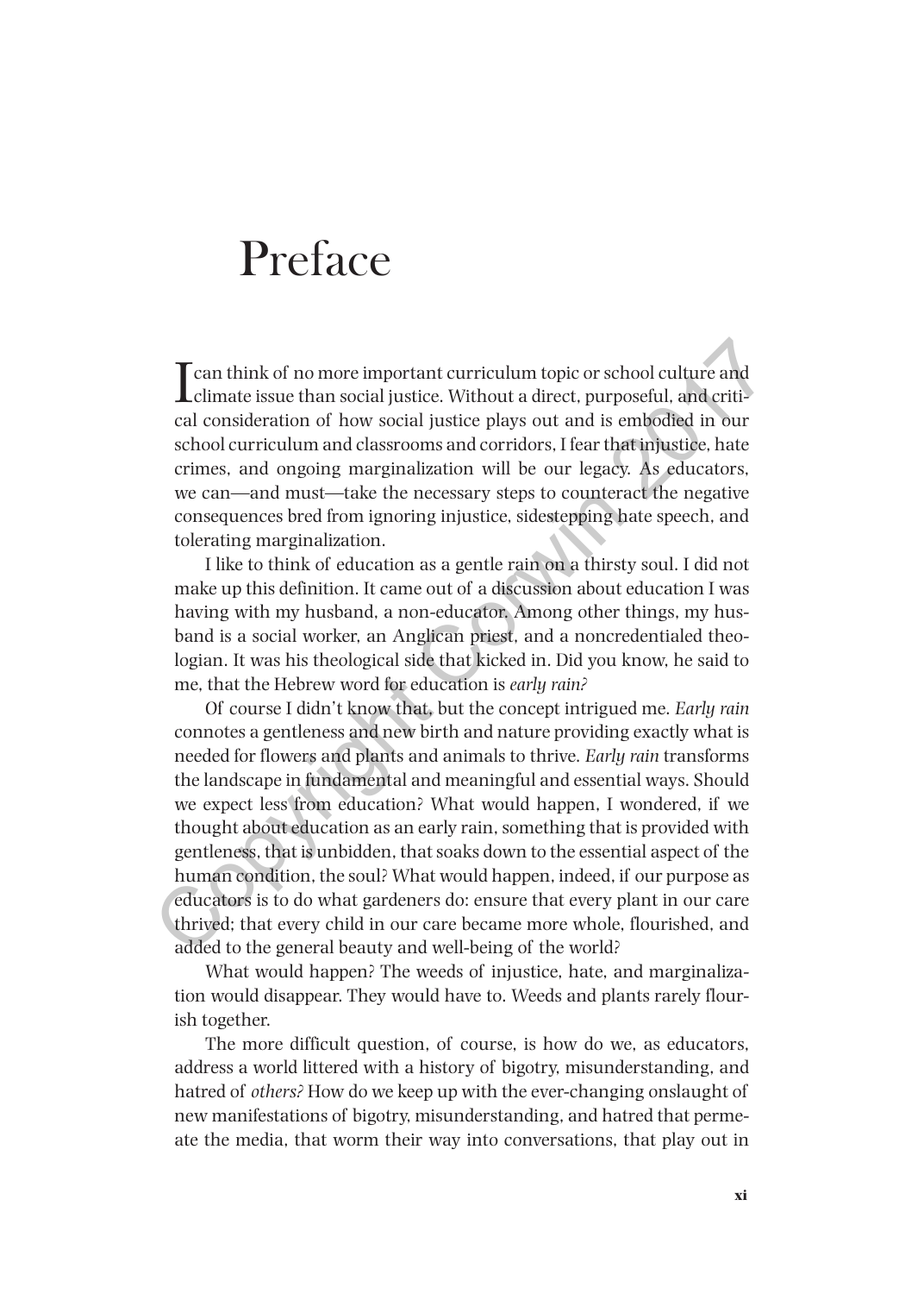# Preface

I can think of no more important curriculum topic or school culture and climate issue than social justice. Without a direct, purposeful, and critical consideration of how social justice plays out and is embodied in our school curriculum and classrooms and corridors, I fear that injustice, hate crimes, and ongoing marginalization will be our legacy. As educators, we can—and must—take the necessary steps to counteract the negative consequences bred from ignoring injustice, sidestepping hate speech, and tolerating marginalization.

I like to think of education as a gentle rain on a thirsty soul. I did not make up this definition. It came out of a discussion about education I was having with my husband, a non-educator. Among other things, my husband is a social worker, an Anglican priest, and a noncredentialed theologian. It was his theological side that kicked in. Did you know, he said to me, that the Hebrew word for education is *early rain?*

Of course I didn't know that, but the concept intrigued me. *Early rain* connotes a gentleness and new birth and nature providing exactly what is needed for flowers and plants and animals to thrive. *Early rain* transforms the landscape in fundamental and meaningful and essential ways. Should we expect less from education? What would happen, I wondered, if we thought about education as an early rain, something that is provided with gentleness, that is unbidden, that soaks down to the essential aspect of the human condition, the soul? What would happen, indeed, if our purpose as educators is to do what gardeners do: ensure that every plant in our care thrived; that every child in our care became more whole, flourished, and added to the general beauty and well-being of the world?

What would happen? The weeds of injustice, hate, and marginalization would disappear. They would have to. Weeds and plants rarely flourish together.

The more difficult question, of course, is how do we, as educators, address a world littered with a history of bigotry, misunderstanding, and hatred of *others?* How do we keep up with the ever-changing onslaught of new manifestations of bigotry, misunderstanding, and hatred that permeate the media, that worm their way into conversations, that play out in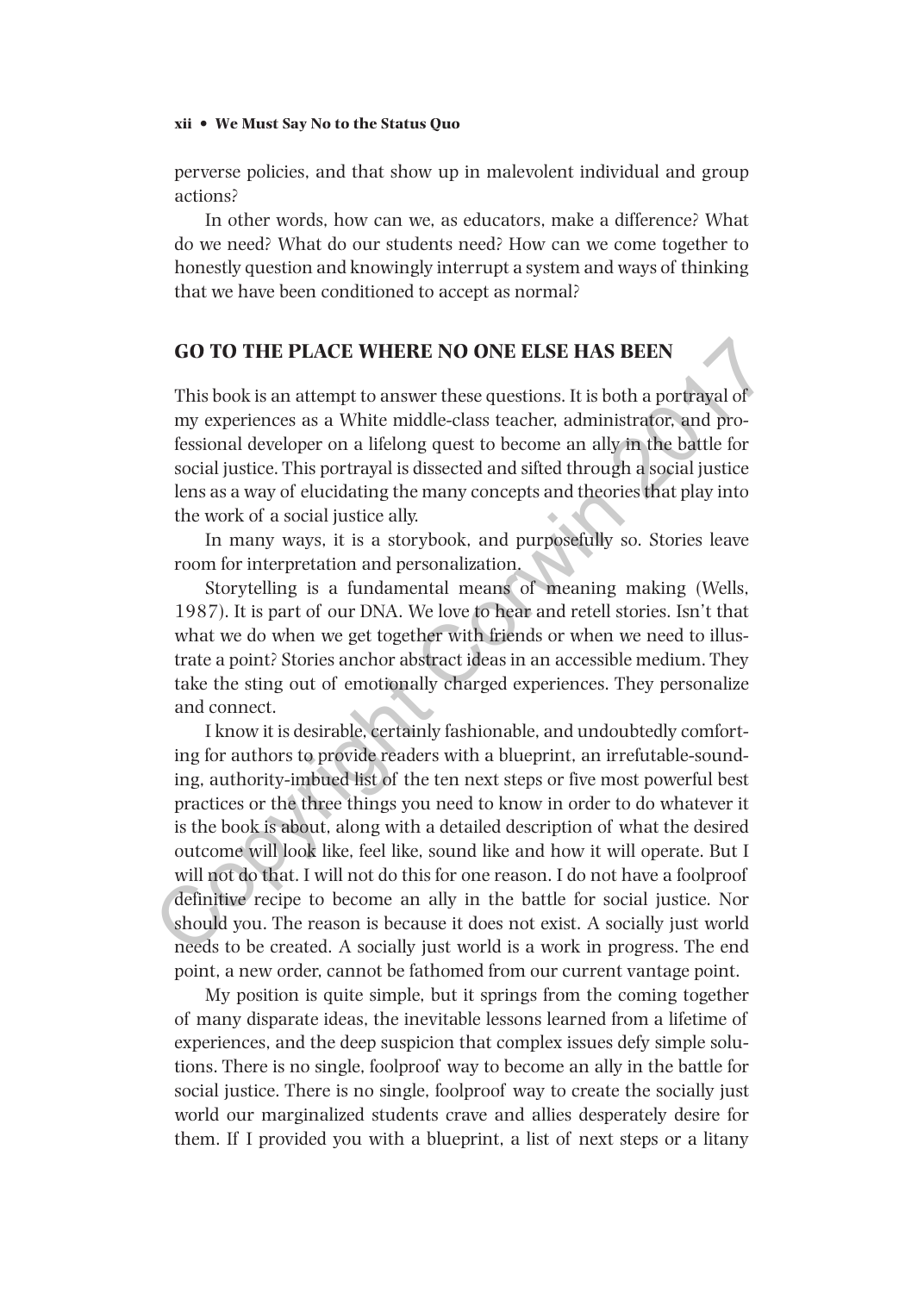perverse policies, and that show up in malevolent individual and group actions?

In other words, how can we, as educators, make a difference? What do we need? What do our students need? How can we come together to honestly question and knowingly interrupt a system and ways of thinking that we have been conditioned to accept as normal?

## GO TO THE PLACE WHERE NO ONE ELSE HAS BEEN

This book is an attempt to answer these questions. It is both a portrayal of my experiences as a White middle-class teacher, administrator, and professional developer on a lifelong quest to become an ally in the battle for social justice. This portrayal is dissected and sifted through a social justice lens as a way of elucidating the many concepts and theories that play into the work of a social justice ally.

In many ways, it is a storybook, and purposefully so. Stories leave room for interpretation and personalization.

Storytelling is a fundamental means of meaning making (Wells, 1987). It is part of our DNA. We love to hear and retell stories. Isn't that what we do when we get together with friends or when we need to illustrate a point? Stories anchor abstract ideas in an accessible medium. They take the sting out of emotionally charged experiences. They personalize and connect.

I know it is desirable, certainly fashionable, and undoubtedly comforting for authors to provide readers with a blueprint, an irrefutable-sounding, authority-imbued list of the ten next steps or five most powerful best practices or the three things you need to know in order to do whatever it is the book is about, along with a detailed description of what the desired outcome will look like, feel like, sound like and how it will operate. But I will not do that. I will not do this for one reason. I do not have a foolproof definitive recipe to become an ally in the battle for social justice. Nor should you. The reason is because it does not exist. A socially just world needs to be created. A socially just world is a work in progress. The end point, a new order, cannot be fathomed from our current vantage point.

My position is quite simple, but it springs from the coming together of many disparate ideas, the inevitable lessons learned from a lifetime of experiences, and the deep suspicion that complex issues defy simple solutions. There is no single, foolproof way to become an ally in the battle for social justice. There is no single, foolproof way to create the socially just world our marginalized students crave and allies desperately desire for them. If I provided you with a blueprint, a list of next steps or a litany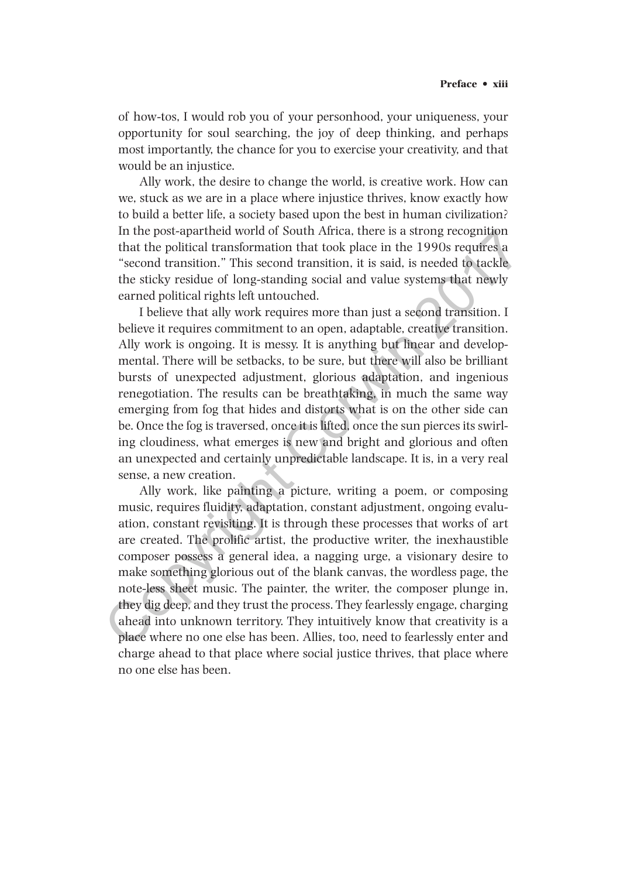of how-tos, I would rob you of your personhood, your uniqueness, your opportunity for soul searching, the joy of deep thinking, and perhaps most importantly, the chance for you to exercise your creativity, and that would be an injustice.

Ally work, the desire to change the world, is creative work. How can we, stuck as we are in a place where injustice thrives, know exactly how to build a better life, a society based upon the best in human civilization? In the post-apartheid world of South Africa, there is a strong recognition that the political transformation that took place in the 1990s requires a "second transition." This second transition, it is said, is needed to tackle the sticky residue of long-standing social and value systems that newly earned political rights left untouched.

I believe that ally work requires more than just a second transition. I believe it requires commitment to an open, adaptable, creative transition. Ally work is ongoing. It is messy. It is anything but linear and developmental. There will be setbacks, to be sure, but there will also be brilliant bursts of unexpected adjustment, glorious adaptation, and ingenious renegotiation. The results can be breathtaking, in much the same way emerging from fog that hides and distorts what is on the other side can be. Once the fog is traversed, once it is lifted, once the sun pierces its swirling cloudiness, what emerges is new and bright and glorious and often an unexpected and certainly unpredictable landscape. It is, in a very real sense, a new creation.

Ally work, like painting a picture, writing a poem, or composing music, requires fluidity, adaptation, constant adjustment, ongoing evaluation, constant revisiting. It is through these processes that works of art are created. The prolific artist, the productive writer, the inexhaustible composer possess a general idea, a nagging urge, a visionary desire to make something glorious out of the blank canvas, the wordless page, the note-less sheet music. The painter, the writer, the composer plunge in, they dig deep, and they trust the process. They fearlessly engage, charging ahead into unknown territory. They intuitively know that creativity is a place where no one else has been. Allies, too, need to fearlessly enter and charge ahead to that place where social justice thrives, that place where no one else has been.